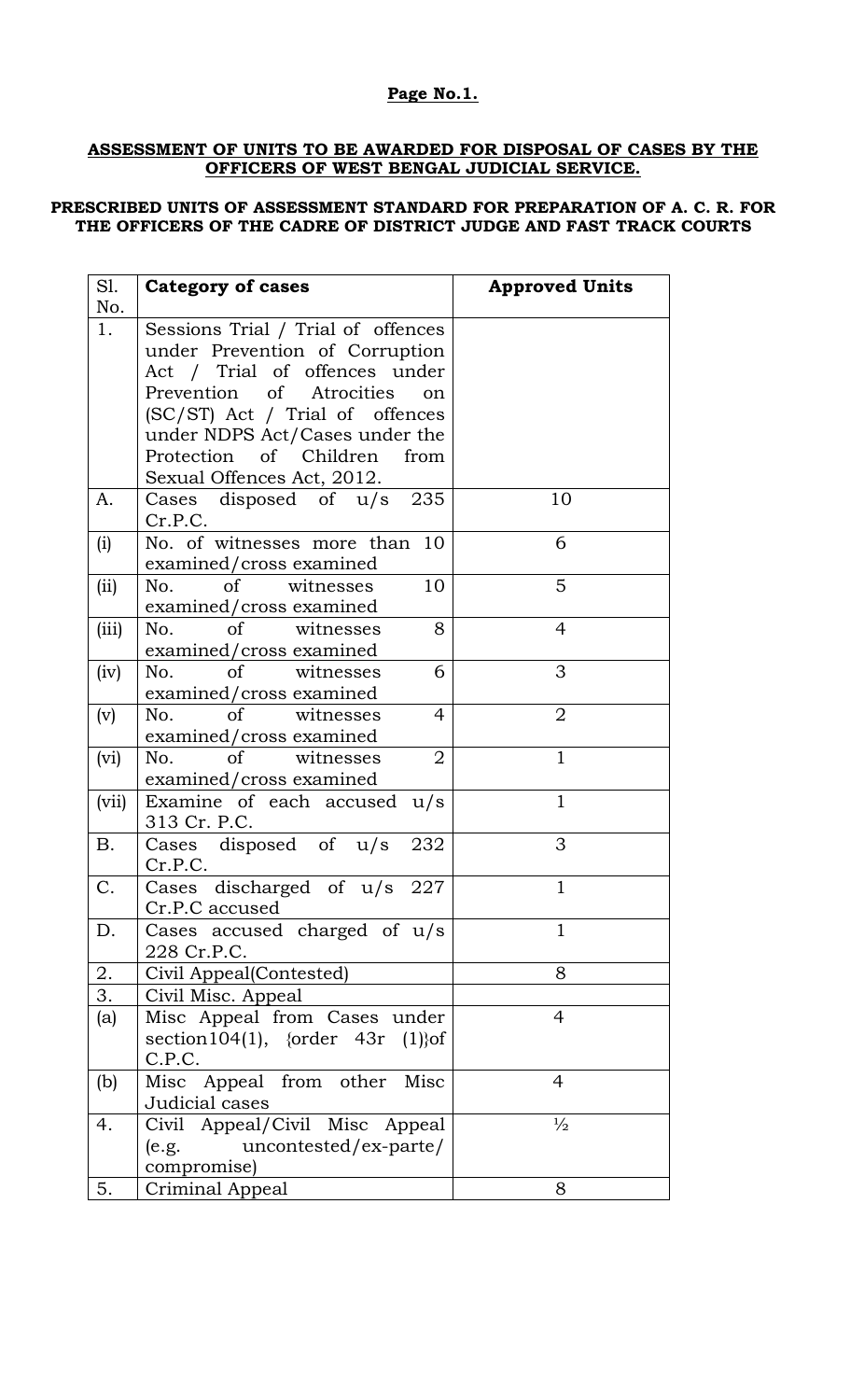**Page No.1.**

## ASSESSMENT OF UNITS TO BE AWARDED FOR DISPOSAL OF CASES BY THE OFFICERS OF WEST BENGAL JUDICIAL SERVICE.

### PRESCRIBED UNITS OF ASSESSMENT STANDARD FOR PREPARATION OF A. C. R. FOR THE OFFICERS OF THE CADRE OF DISTRICT JUDGE AND FAST TRACK COURTS

| Sl. No. | Category of cases | Approved Units |
|---|---|---|
| 1. | Sessions Trial / Trial of offences under Prevention of Corruption Act / Trial of offences under Prevention of Atrocities on (SC/ST) Act / Trial of offences under NDPS Act/Cases under the Protection of Children from Sexual Offences Act, 2012. | |
| A. | Cases disposed of u/s 235 Cr.P.C. | 10 |
| (i) | No. of witnesses more than 10 examined/cross examined | 6 |
| (ii) | No. of witnesses 10 examined/cross examined | 5 |
| (iii) | No. of witnesses 8 examined/cross examined | 4 |
| (iv) | No. of witnesses 6 examined/cross examined | 3 |
| (v) | No. of witnesses 4 examined/cross examined | 2 |
| (vi) | No. of witnesses 2 examined/cross examined | 1 |
| (vii) | Examine of each accused u/s 313 Cr. P.C. | 1 |
| B. | Cases disposed of u/s 232 Cr.P.C. | 3 |
| C. | Cases discharged of u/s 227 Cr.P.C accused | 1 |
| D. | Cases accused charged of u/s 228 Cr.P.C. | 1 |
| 2. | Civil Appeal(Contested) | 8 |
| 3. | Civil Misc. Appeal | |
| (a) | Misc Appeal from Cases under section104(1), {order 43r (1)}of C.P.C. | 4 |
| (b) | Misc Appeal from other Misc Judicial cases | 4 |
| 4. | Civil Appeal/Civil Misc Appeal (e.g. uncontested/ex-parte/ compromise) | ½ |
| 5. | Criminal Appeal | 8 |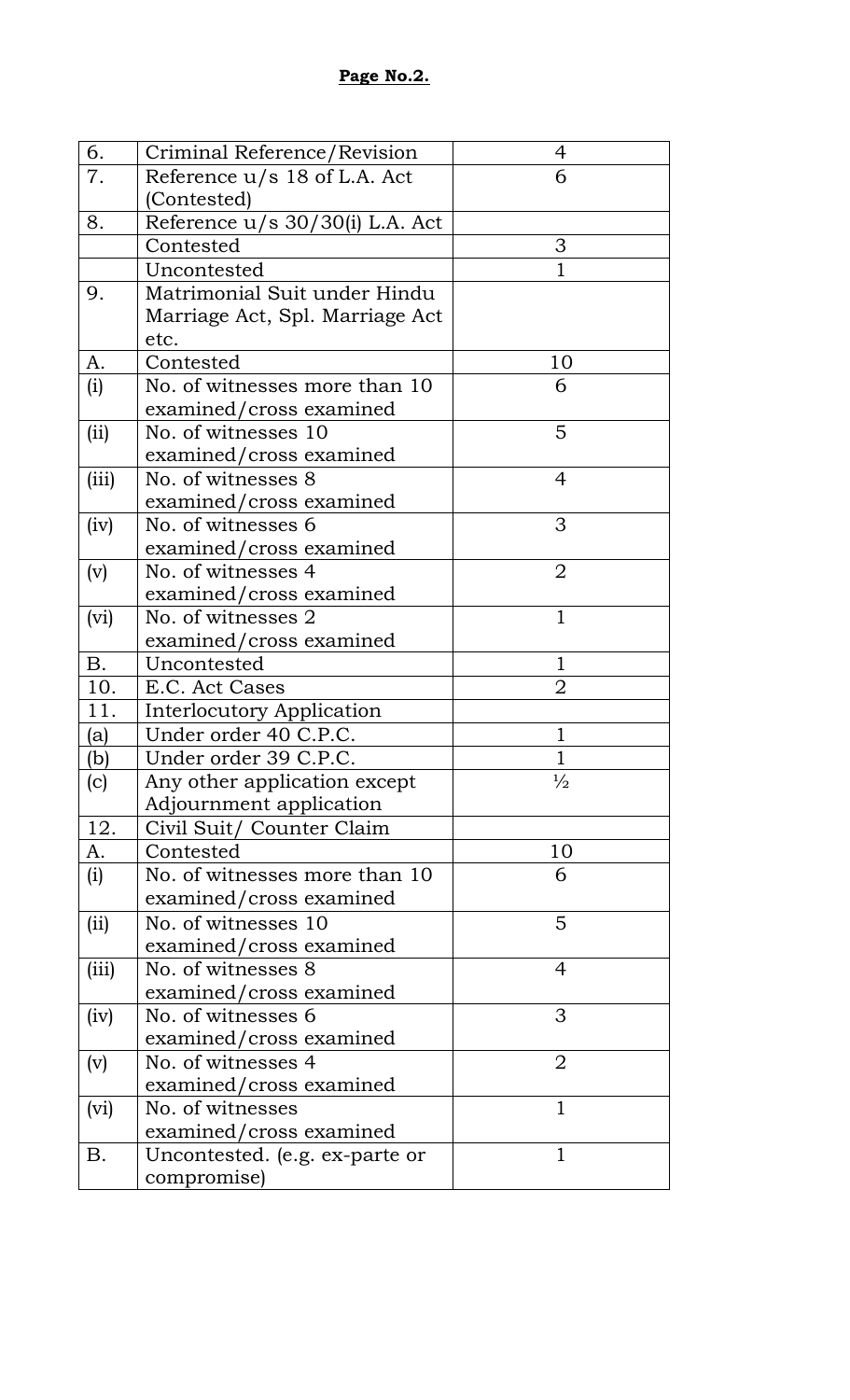**Page No.2.**

| 6. | Criminal Reference/Revision | 4 |
|---|---|---|
| 7. | Reference u/s 18 of L.A. Act (Contested) | 6 |
| 8. | Reference u/s 30/30(i) L.A. Act | |
| | Contested | 3 |
| | Uncontested | 1 |
| 9. | Matrimonial Suit under Hindu Marriage Act, Spl. Marriage Act etc. | |
| A. | Contested | 10 |
| (i) | No. of witnesses more than 10 examined/cross examined | 6 |
| (ii) | No. of witnesses 10 examined/cross examined | 5 |
| (iii) | No. of witnesses 8 examined/cross examined | 4 |
| (iv) | No. of witnesses 6 examined/cross examined | 3 |
| (v) | No. of witnesses 4 examined/cross examined | 2 |
| (vi) | No. of witnesses 2 examined/cross examined | 1 |
| B. | Uncontested | 1 |
| 10. | E.C. Act Cases | 2 |
| 11. | Interlocutory Application | |
| (a) | Under order 40 C.P.C. | 1 |
| (b) | Under order 39 C.P.C. | 1 |
| (c) | Any other application except Adjournment application | ½ |
| 12. | Civil Suit/ Counter Claim | |
| A. | Contested | 10 |
| (i) | No. of witnesses more than 10 examined/cross examined | 6 |
| (ii) | No. of witnesses 10 examined/cross examined | 5 |
| (iii) | No. of witnesses 8 examined/cross examined | 4 |
| (iv) | No. of witnesses 6 examined/cross examined | 3 |
| (v) | No. of witnesses 4 examined/cross examined | 2 |
| (vi) | No. of witnesses examined/cross examined | 1 |
| B. | Uncontested. (e.g. ex-parte or compromise) | 1 |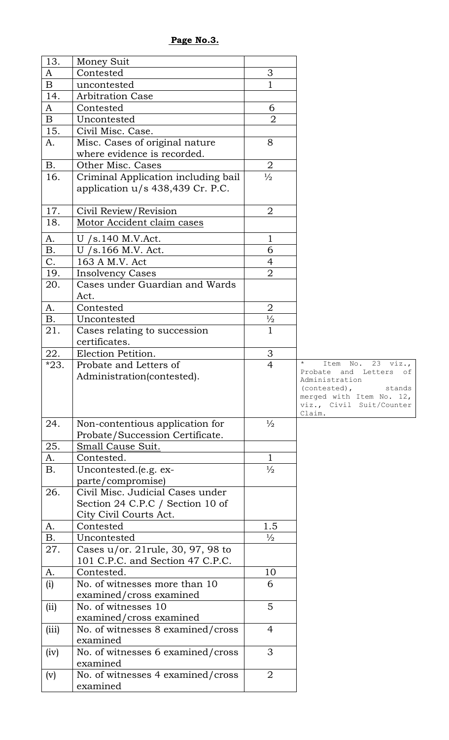**Page No.3.**

| | | | |
|---|---|---|---|
| 13. | Money Suit | | |
| A | Contested | 3 | |
| B | uncontested | 1 | |
| 14. | Arbitration Case | | |
| A | Contested | 6 | |
| B | Uncontested | 2 | |
| 15. | Civil Misc. Case. | | |
| A. | Misc. Cases of original nature where evidence is recorded. | 8 | |
| B. | Other Misc. Cases | 2 | |
| 16. | Criminal Application including bail application u/s 438,439 Cr. P.C. | ½ | |
| 17. | Civil Review/Revision | 2 | |
| 18. | Motor Accident claim cases | | |
| A. | U /s.140 M.V.Act. | 1 | |
| B. | U /s.166 M.V. Act. | 6 | |
| C. | 163 A M.V. Act | 4 | |
| 19. | Insolvency Cases | 2 | |
| 20. | Cases under Guardian and Wards Act. | | |
| A. | Contested | 2 | |
| B. | Uncontested | ½ | |
| 21. | Cases relating to succession certificates. | 1 | |
| 22. | Election Petition. | 3 | |
| *23. | Probate and Letters of Administration(contested). | 4 | * Item No. 23 viz., Probate and Letters of Administration (contested), stands merged with Item No. 12, viz., Civil Suit/Counter Claim. |
| 24. | Non-contentious application for Probate/Succession Certificate. | ½ | |
| 25. | Small Cause Suit. | | |
| A. | Contested. | 1 | |
| B. | Uncontested.(e.g. ex-parte/compromise) | ½ | |
| 26. | Civil Misc. Judicial Cases under Section 24 C.P.C / Section 10 of City Civil Courts Act. | | |
| A. | Contested | 1.5 | |
| B. | Uncontested | ½ | |
| 27. | Cases u/or. 21rule, 30, 97, 98 to 101 C.P.C. and Section 47 C.P.C. | | |
| A. | Contested. | 10 | |
| (i) | No. of witnesses more than 10 examined/cross examined | 6 | |
| (ii) | No. of witnesses 10 examined/cross examined | 5 | |
| (iii) | No. of witnesses 8 examined/cross examined | 4 | |
| (iv) | No. of witnesses 6 examined/cross examined | 3 | |
| (v) | No. of witnesses 4 examined/cross examined | 2 | |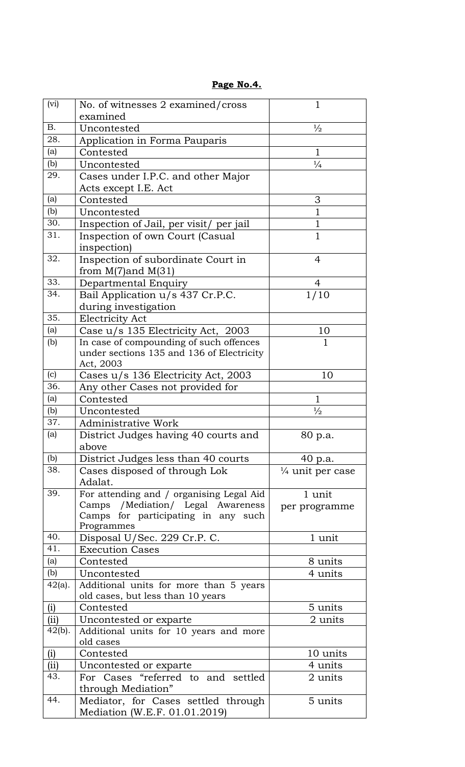**Page No.4.**

| | | |
|---|---|---|
| (vi) | No. of witnesses 2 examined/cross examined | 1 |
| B. | Uncontested | ½ |
| 28. | Application in Forma Pauparis | |
| (a) | Contested | 1 |
| (b) | Uncontested | ¼ |
| 29. | Cases under I.P.C. and other Major Acts except I.E. Act | |
| (a) | Contested | 3 |
| (b) | Uncontested | 1 |
| 30. | Inspection of Jail, per visit/ per jail | 1 |
| 31. | Inspection of own Court (Casual inspection) | 1 |
| 32. | Inspection of subordinate Court in from M(7)and M(31) | 4 |
| 33. | Departmental Enquiry | 4 |
| 34. | Bail Application u/s 437 Cr.P.C. during investigation | 1/10 |
| 35. | Electricity Act | |
| (a) | Case u/s 135 Electricity Act, 2003 | 10 |
| (b) | In case of compounding of such offences under sections 135 and 136 of Electricity Act, 2003 | 1 |
| (c) | Cases u/s 136 Electricity Act, 2003 | 10 |
| 36. | Any other Cases not provided for | |
| (a) | Contested | 1 |
| (b) | Uncontested | ½ |
| 37. | Administrative Work | |
| (a) | District Judges having 40 courts and above | 80 p.a. |
| (b) | District Judges less than 40 courts | 40 p.a. |
| 38. | Cases disposed of through Lok Adalat. | ¼ unit per case |
| 39. | For attending and / organising Legal Aid Camps /Mediation/ Legal Awareness Camps for participating in any such Programmes | 1 unit per programme |
| 40. | Disposal U/Sec. 229 Cr.P. C. | 1 unit |
| 41. | Execution Cases | |
| (a) | Contested | 8 units |
| (b) | Uncontested | 4 units |
| 42(a). | Additional units for more than 5 years old cases, but less than 10 years | |
| (i) | Contested | 5 units |
| (ii) | Uncontested or exparte | 2 units |
| 42(b). | Additional units for 10 years and more old cases | |
| (i) | Contested | 10 units |
| (ii) | Uncontested or exparte | 4 units |
| 43. | For Cases "referred to and settled through Mediation" | 2 units |
| 44. | Mediator, for Cases settled through Mediation (W.E.F. 01.01.2019) | 5 units |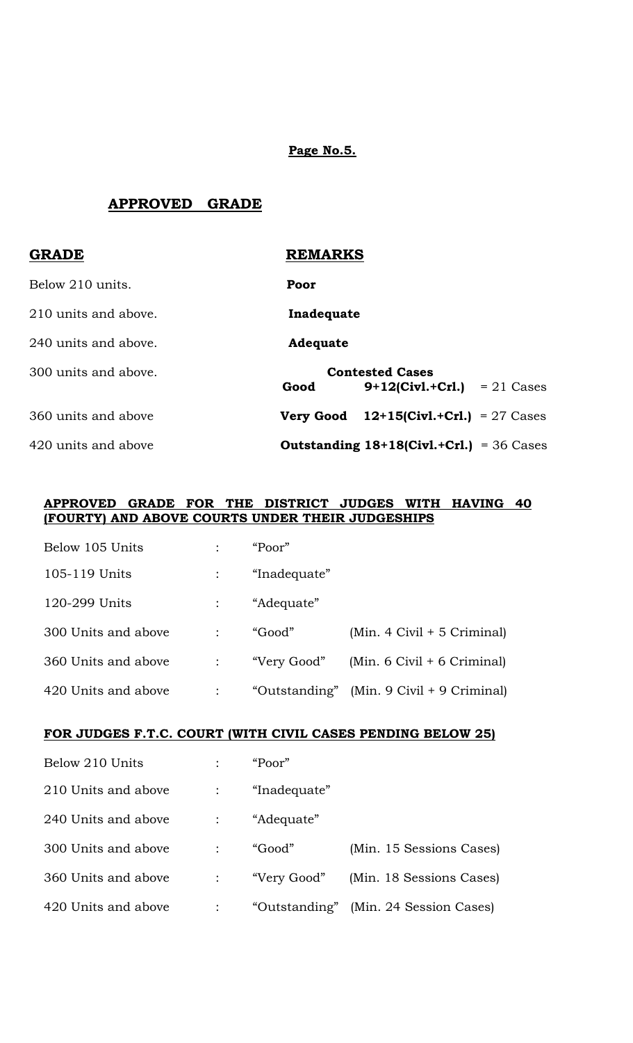**Page No.5.**

## APPROVED GRADE

| GRADE | REMARKS | |
|---|---|---|
| | | **Contested Cases** |
| Below 210 units. | **Poor** | |
| 210 units and above. | **Inadequate** | |
| 240 units and above. | **Adequate** | |
| 300 units and above. | **Good** | **9+12(Civl.+Crl.)** = 21 Cases |
| 360 units and above | **Very Good** | **12+15(Civl.+Crl.)** = 27 Cases |
| 420 units and above | **Outstanding** | **18+18(Civl.+Crl.)** = 36 Cases |

### APPROVED GRADE FOR THE DISTRICT JUDGES WITH HAVING 40 (FOURTY) AND ABOVE COURTS UNDER THEIR JUDGESHIPS

| | | | |
|---|---|---|---|
| Below 105 Units | : | "Poor" | |
| 105-119 Units | : | "Inadequate" | |
| 120-299 Units | : | "Adequate" | |
| 300 Units and above | : | "Good" | (Min. 4 Civil + 5 Criminal) |
| 360 Units and above | : | "Very Good" | (Min. 6 Civil + 6 Criminal) |
| 420 Units and above | : | "Outstanding" | (Min. 9 Civil + 9 Criminal) |

### FOR JUDGES F.T.C. COURT (WITH CIVIL CASES PENDING BELOW 25)

| | | | |
|---|---|---|---|
| Below 210 Units | : | "Poor" | |
| 210 Units and above | : | "Inadequate" | |
| 240 Units and above | : | "Adequate" | |
| 300 Units and above | : | "Good" | (Min. 15 Sessions Cases) |
| 360 Units and above | : | "Very Good" | (Min. 18 Sessions Cases) |
| 420 Units and above | : | "Outstanding" | (Min. 24 Session Cases) |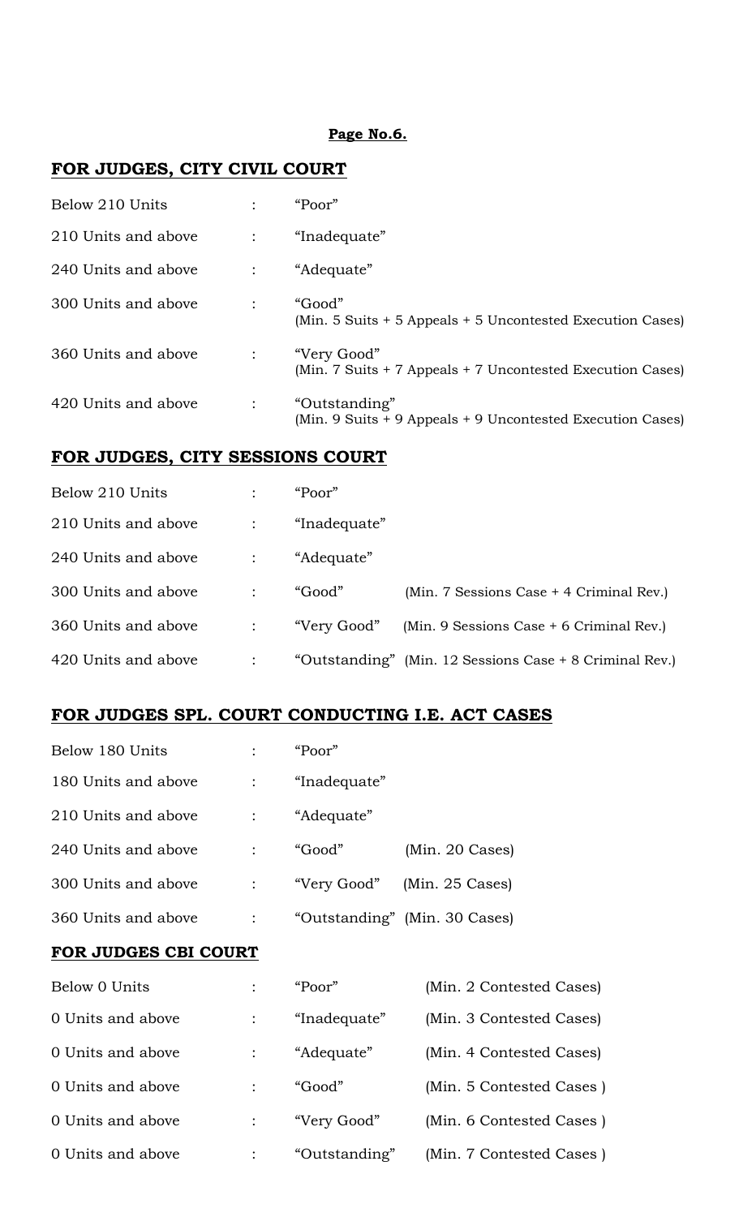**Page No.6.**

## FOR JUDGES, CITY CIVIL COURT

| | | |
|---|---|---|
| Below 210 Units | : | "Poor" |
| 210 Units and above | : | "Inadequate" |
| 240 Units and above | : | "Adequate" |
| 300 Units and above | : | "Good" (Min. 5 Suits + 5 Appeals + 5 Uncontested Execution Cases) |
| 360 Units and above | : | "Very Good" (Min. 7 Suits + 7 Appeals + 7 Uncontested Execution Cases) |
| 420 Units and above | : | "Outstanding" (Min. 9 Suits + 9 Appeals + 9 Uncontested Execution Cases) |

## FOR JUDGES, CITY SESSIONS COURT

| | | | |
|---|---|---|---|
| Below 210 Units | : | "Poor" | |
| 210 Units and above | : | "Inadequate" | |
| 240 Units and above | : | "Adequate" | |
| 300 Units and above | : | "Good" | (Min. 7 Sessions Case + 4 Criminal Rev.) |
| 360 Units and above | : | "Very Good" | (Min. 9 Sessions Case + 6 Criminal Rev.) |
| 420 Units and above | : | "Outstanding" | (Min. 12 Sessions Case + 8 Criminal Rev.) |

## FOR JUDGES SPL. COURT CONDUCTING I.E. ACT CASES

| | | | |
|---|---|---|---|
| Below 180 Units | : | "Poor" | |
| 180 Units and above | : | "Inadequate" | |
| 210 Units and above | : | "Adequate" | |
| 240 Units and above | : | "Good" | (Min. 20 Cases) |
| 300 Units and above | : | "Very Good" | (Min. 25 Cases) |
| 360 Units and above | : | "Outstanding" | (Min. 30 Cases) |

## FOR JUDGES CBI COURT

| | | | |
|---|---|---|---|
| Below 0 Units | : | "Poor" | (Min. 2 Contested Cases) |
| 0 Units and above | : | "Inadequate" | (Min. 3 Contested Cases) |
| 0 Units and above | : | "Adequate" | (Min. 4 Contested Cases) |
| 0 Units and above | : | "Good" | (Min. 5 Contested Cases ) |
| 0 Units and above | : | "Very Good" | (Min. 6 Contested Cases ) |
| 0 Units and above | : | "Outstanding" | (Min. 7 Contested Cases ) |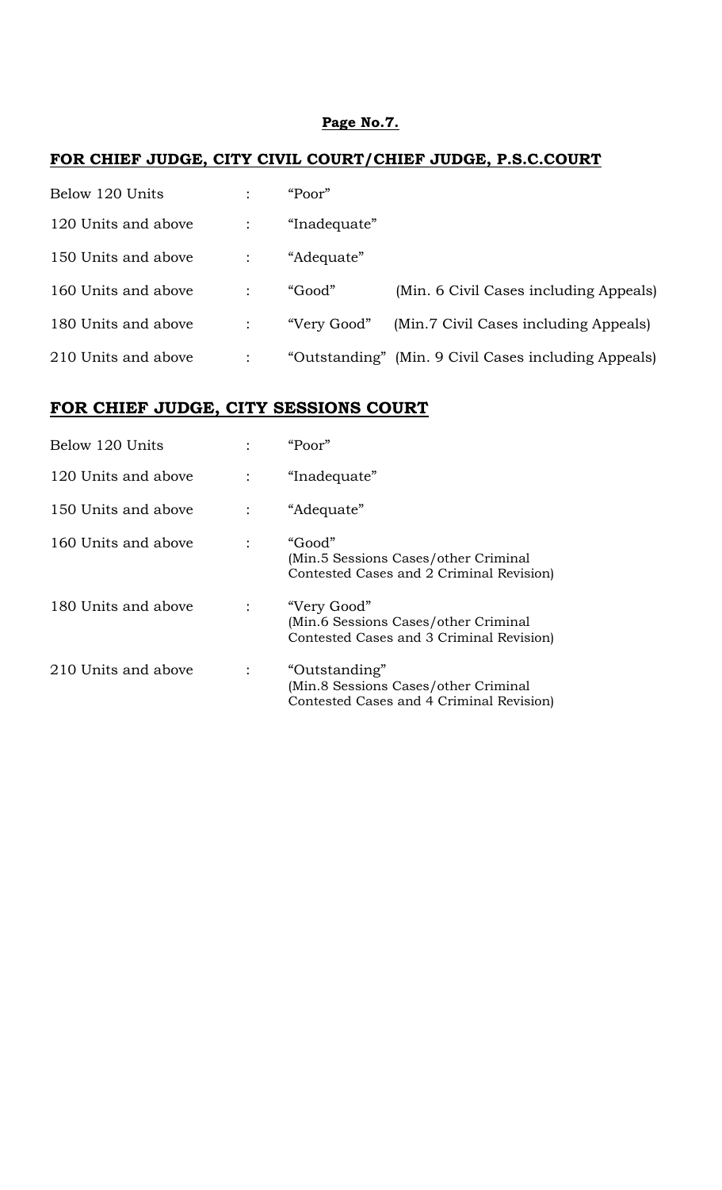**Page No.7.**

## FOR CHIEF JUDGE, CITY CIVIL COURT/CHIEF JUDGE, P.S.C.COURT

| | | | |
|---|---|---|---|
| Below 120 Units | : | "Poor" | |
| 120 Units and above | : | "Inadequate" | |
| 150 Units and above | : | "Adequate" | |
| 160 Units and above | : | "Good" | (Min. 6 Civil Cases including Appeals) |
| 180 Units and above | : | "Very Good" | (Min.7 Civil Cases including Appeals) |
| 210 Units and above | : | "Outstanding" | (Min. 9 Civil Cases including Appeals) |

## FOR CHIEF JUDGE, CITY SESSIONS COURT

| | | |
|---|---|---|
| Below 120 Units | : | "Poor" |
| 120 Units and above | : | "Inadequate" |
| 150 Units and above | : | "Adequate" |
| 160 Units and above | : | "Good" (Min.5 Sessions Cases/other Criminal Contested Cases and 2 Criminal Revision) |
| 180 Units and above | : | "Very Good" (Min.6 Sessions Cases/other Criminal Contested Cases and 3 Criminal Revision) |
| 210 Units and above | : | "Outstanding" (Min.8 Sessions Cases/other Criminal Contested Cases and 4 Criminal Revision) |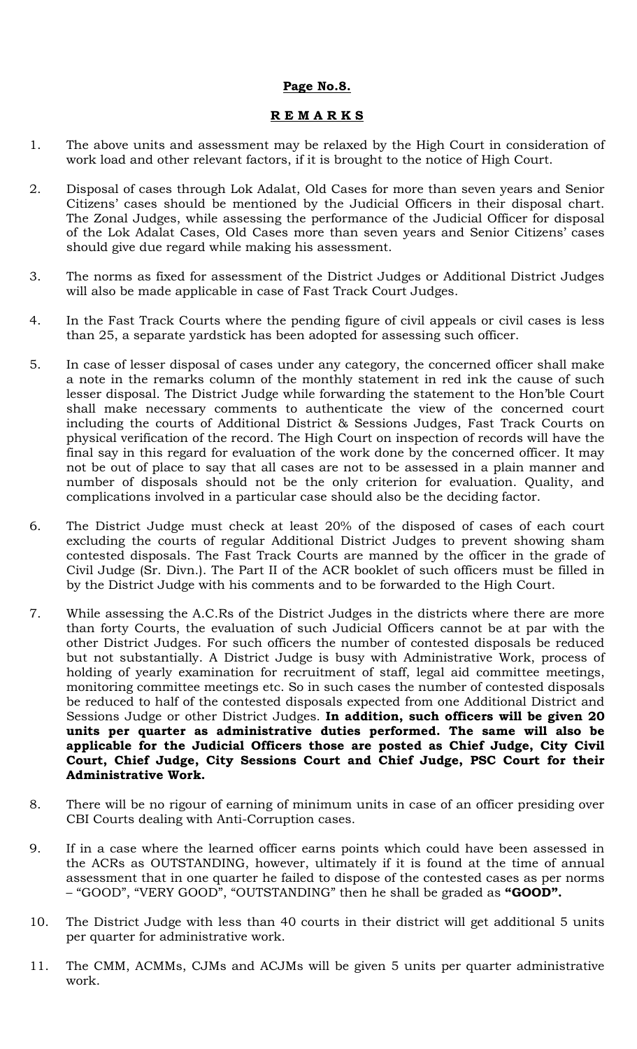**Page No.8.**

## REMARKS

1. The above units and assessment may be relaxed by the High Court in consideration of work load and other relevant factors, if it is brought to the notice of High Court.

2. Disposal of cases through Lok Adalat, Old Cases for more than seven years and Senior Citizens' cases should be mentioned by the Judicial Officers in their disposal chart. The Zonal Judges, while assessing the performance of the Judicial Officer for disposal of the Lok Adalat Cases, Old Cases more than seven years and Senior Citizens' cases should give due regard while making his assessment.

3. The norms as fixed for assessment of the District Judges or Additional District Judges will also be made applicable in case of Fast Track Court Judges.

4. In the Fast Track Courts where the pending figure of civil appeals or civil cases is less than 25, a separate yardstick has been adopted for assessing such officer.

5. In case of lesser disposal of cases under any category, the concerned officer shall make a note in the remarks column of the monthly statement in red ink the cause of such lesser disposal. The District Judge while forwarding the statement to the Hon'ble Court shall make necessary comments to authenticate the view of the concerned court including the courts of Additional District & Sessions Judges, Fast Track Courts on physical verification of the record. The High Court on inspection of records will have the final say in this regard for evaluation of the work done by the concerned officer. It may not be out of place to say that all cases are not to be assessed in a plain manner and number of disposals should not be the only criterion for evaluation. Quality, and complications involved in a particular case should also be the deciding factor.

6. The District Judge must check at least 20% of the disposed of cases of each court excluding the courts of regular Additional District Judges to prevent showing sham contested disposals. The Fast Track Courts are manned by the officer in the grade of Civil Judge (Sr. Divn.). The Part II of the ACR booklet of such officers must be filled in by the District Judge with his comments and to be forwarded to the High Court.

7. While assessing the A.C.Rs of the District Judges in the districts where there are more than forty Courts, the evaluation of such Judicial Officers cannot be at par with the other District Judges. For such officers the number of contested disposals be reduced but not substantially. A District Judge is busy with Administrative Work, process of holding of yearly examination for recruitment of staff, legal aid committee meetings, monitoring committee meetings etc. So in such cases the number of contested disposals be reduced to half of the contested disposals expected from one Additional District and Sessions Judge or other District Judges. **In addition, such officers will be given 20 units per quarter as administrative duties performed. The same will also be applicable for the Judicial Officers those are posted as Chief Judge, City Civil Court, Chief Judge, City Sessions Court and Chief Judge, PSC Court for their Administrative Work.**

8. There will be no rigour of earning of minimum units in case of an officer presiding over CBI Courts dealing with Anti-Corruption cases.

9. If in a case where the learned officer earns points which could have been assessed in the ACRs as OUTSTANDING, however, ultimately if it is found at the time of annual assessment that in one quarter he failed to dispose of the contested cases as per norms – "GOOD", "VERY GOOD", "OUTSTANDING" then he shall be graded as **"GOOD".**

10. The District Judge with less than 40 courts in their district will get additional 5 units per quarter for administrative work.

11. The CMM, ACMMs, CJMs and ACJMs will be given 5 units per quarter administrative work.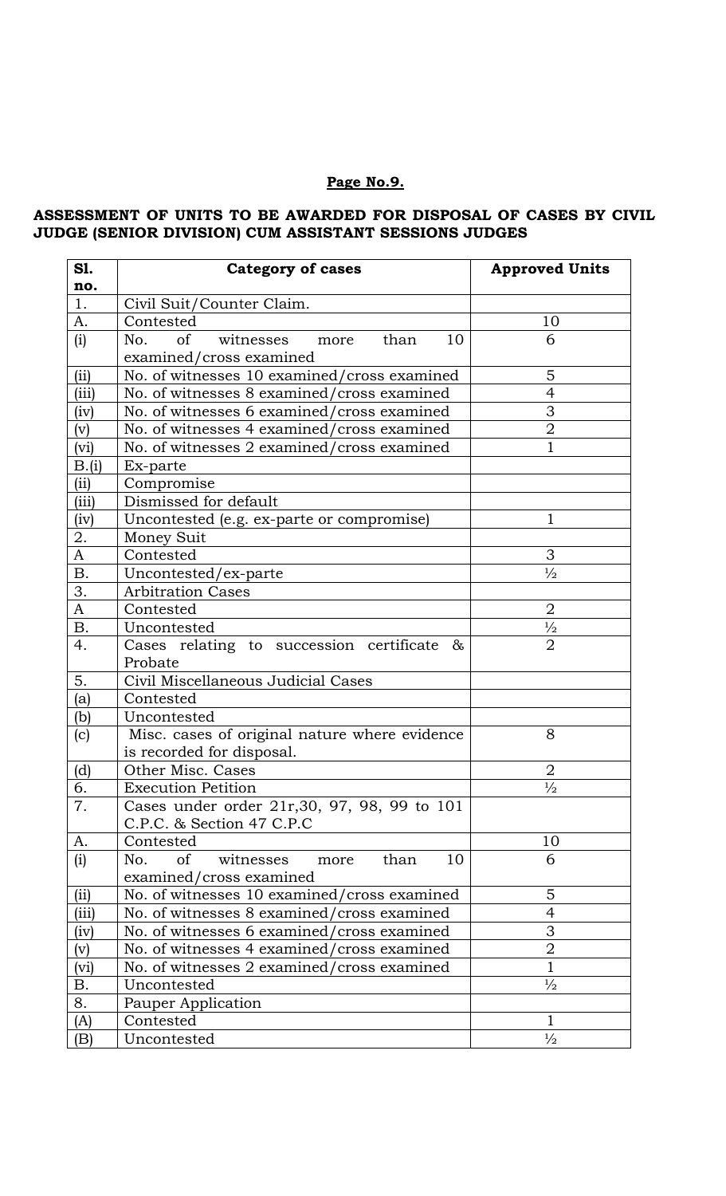**Page No.9.**

## ASSESSMENT OF UNITS TO BE AWARDED FOR DISPOSAL OF CASES BY CIVIL JUDGE (SENIOR DIVISION) CUM ASSISTANT SESSIONS JUDGES

| Sl. no. | Category of cases | Approved Units |
|---|---|---|
| 1. | Civil Suit/Counter Claim. | |
| A. | Contested | 10 |
| (i) | No. of witnesses more than 10 examined/cross examined | 6 |
| (ii) | No. of witnesses 10 examined/cross examined | 5 |
| (iii) | No. of witnesses 8 examined/cross examined | 4 |
| (iv) | No. of witnesses 6 examined/cross examined | 3 |
| (v) | No. of witnesses 4 examined/cross examined | 2 |
| (vi) | No. of witnesses 2 examined/cross examined | 1 |
| B.(i) | Ex-parte | |
| (ii) | Compromise | |
| (iii) | Dismissed for default | |
| (iv) | Uncontested (e.g. ex-parte or compromise) | 1 |
| 2. | Money Suit | |
| A | Contested | 3 |
| B. | Uncontested/ex-parte | ½ |
| 3. | Arbitration Cases | |
| A | Contested | 2 |
| B. | Uncontested | ½ |
| 4. | Cases relating to succession certificate & Probate | 2 |
| 5. | Civil Miscellaneous Judicial Cases | |
| (a) | Contested | |
| (b) | Uncontested | |
| (c) | Misc. cases of original nature where evidence is recorded for disposal. | 8 |
| (d) | Other Misc. Cases | 2 |
| 6. | Execution Petition | ½ |
| 7. | Cases under order 21r,30, 97, 98, 99 to 101 C.P.C. & Section 47 C.P.C | |
| A. | Contested | 10 |
| (i) | No. of witnesses more than 10 examined/cross examined | 6 |
| (ii) | No. of witnesses 10 examined/cross examined | 5 |
| (iii) | No. of witnesses 8 examined/cross examined | 4 |
| (iv) | No. of witnesses 6 examined/cross examined | 3 |
| (v) | No. of witnesses 4 examined/cross examined | 2 |
| (vi) | No. of witnesses 2 examined/cross examined | 1 |
| B. | Uncontested | ½ |
| 8. | Pauper Application | |
| (A) | Contested | 1 |
| (B) | Uncontested | ½ |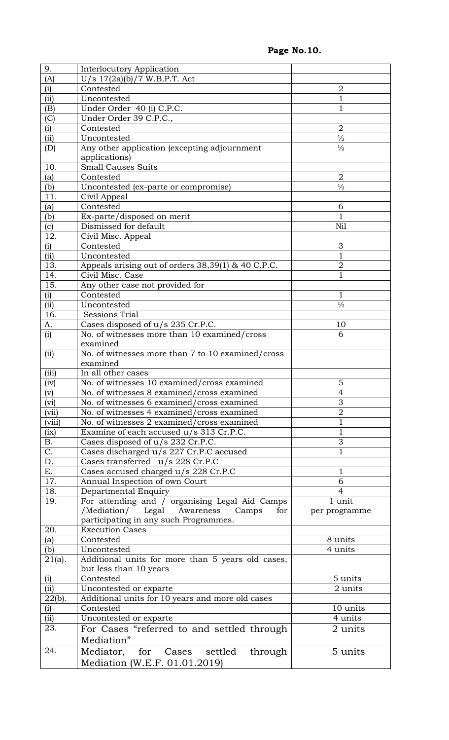**Page No.10.**

| | | |
|---|---|---|
| 9. | Interlocutory Application | |
| (A) | U/s 17(2a)(b)/7 W.B.P.T. Act | |
| (i) | Contested | 2 |
| (ii) | Uncontested | 1 |
| (B) | Under Order 40 (i) C.P.C. | 1 |
| (C) | Under Order 39 C.P.C., | |
| (i) | Contested | 2 |
| (ii) | Uncontested | ½ |
| (D) | Any other application (excepting adjournment applications) | ½ |
| 10. | Small Causes Suits | |
| (a) | Contested | 2 |
| (b) | Uncontested (ex-parte or compromise) | ½ |
| 11. | Civil Appeal | |
| (a) | Contested | 6 |
| (b) | Ex-parte/disposed on merit | 1 |
| (c) | Dismissed for default | Nil |
| 12. | Civil Misc. Appeal | |
| (i) | Contested | 3 |
| (ii) | Uncontested | 1 |
| 13. | Appeals arising out of orders 38,39(1) & 40 C.P.C. | 2 |
| 14. | Civil Misc. Case | 1 |
| 15. | Any other case not provided for | |
| (i) | Contested | 1 |
| (ii) | Uncontested | ½ |
| 16. | Sessions Trial | |
| A. | Cases disposed of u/s 235 Cr.P.C. | 10 |
| (i) | No. of witnesses more than 10 examined/cross examined | 6 |
| (ii) | No. of witnesses more than 7 to 10 examined/cross examined | |
| (iii) | In all other cases | |
| (iv) | No. of witnesses 10 examined/cross examined | 5 |
| (v) | No. of witnesses 8 examined/cross examined | 4 |
| (vi) | No. of witnesses 6 examined/cross examined | 3 |
| (vii) | No. of witnesses 4 examined/cross examined | 2 |
| (viii) | No. of witnesses 2 examined/cross examined | 1 |
| (ix) | Examine of each accused u/s 313 Cr.P.C. | 1 |
| B. | Cases disposed of u/s 232 Cr.P.C. | 3 |
| C. | Cases discharged u/s 227 Cr.P.C accused | 1 |
| D. | Cases transferred u/s 228 Cr.P.C | |
| E. | Cases accused charged u/s 228 Cr.P.C | 1 |
| 17. | Annual Inspection of own Court | 6 |
| 18. | Departmental Enquiry | 4 |
| 19. | For attending and / organising Legal Aid Camps /Mediation/ Legal Awareness Camps for participating in any such Programmes. | 1 unit per programme |
| 20. | Execution Cases | |
| (a) | Contested | 8 units |
| (b) | Uncontested | 4 units |
| 21(a). | Additional units for more than 5 years old cases, but less than 10 years | |
| (i) | Contested | 5 units |
| (ii) | Uncontested or exparte | 2 units |
| 22(b). | Additional units for 10 years and more old cases | |
| (i) | Contested | 10 units |
| (ii) | Uncontested or exparte | 4 units |
| 23. | For Cases "referred to and settled through Mediation" | 2 units |
| 24. | Mediator, for Cases settled through Mediation (W.E.F. 01.01.2019) | 5 units |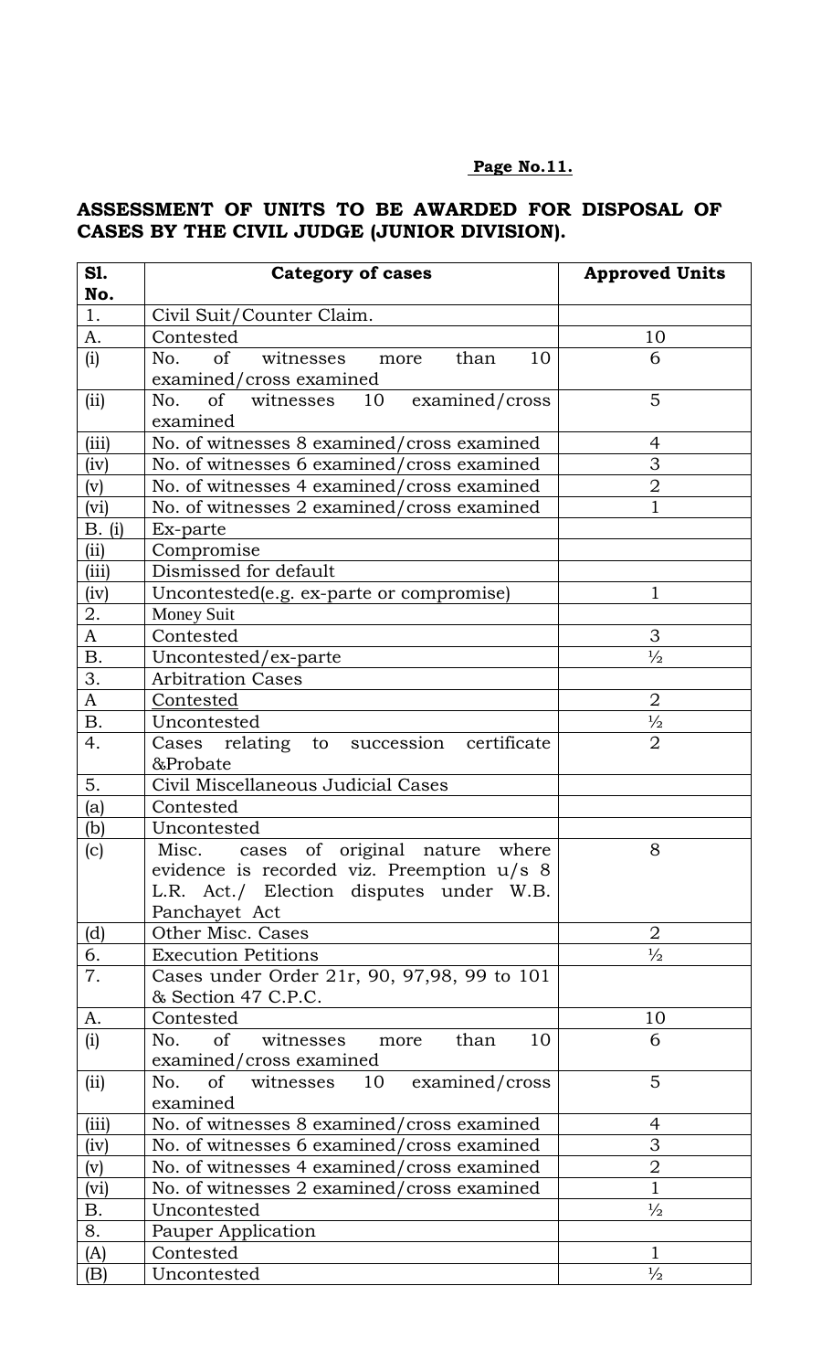## ASSESSMENT OF UNITS TO BE AWARDED FOR DISPOSAL OF CASES BY THE CIVIL JUDGE (JUNIOR DIVISION).

| Sl. No. | Category of cases | Approved Units |
|---|---|---|
| 1. | Civil Suit/Counter Claim. | |
| A. | Contested | 10 |
| (i) | No. of witnesses more than 10 examined/cross examined | 6 |
| (ii) | No. of witnesses 10 examined/cross examined | 5 |
| (iii) | No. of witnesses 8 examined/cross examined | 4 |
| (iv) | No. of witnesses 6 examined/cross examined | 3 |
| (v) | No. of witnesses 4 examined/cross examined | 2 |
| (vi) | No. of witnesses 2 examined/cross examined | 1 |
| B. (i) | Ex-parte | |
| (ii) | Compromise | |
| (iii) | Dismissed for default | |
| (iv) | Uncontested(e.g. ex-parte or compromise) | 1 |
| 2. | Money Suit | |
| A | Contested | 3 |
| B. | Uncontested/ex-parte | ½ |
| 3. | Arbitration Cases | |
| A | Contested | 2 |
| B. | Uncontested | ½ |
| 4. | Cases relating to succession certificate &Probate | 2 |
| 5. | Civil Miscellaneous Judicial Cases | |
| (a) | Contested | |
| (b) | Uncontested | |
| (c) | Misc. cases of original nature where evidence is recorded viz. Preemption u/s 8 L.R. Act./ Election disputes under W.B. Panchayet Act | 8 |
| (d) | Other Misc. Cases | 2 |
| 6. | Execution Petitions | ½ |
| 7. | Cases under Order 21r, 90, 97,98, 99 to 101 & Section 47 C.P.C. | |
| A. | Contested | 10 |
| (i) | No. of witnesses more than 10 examined/cross examined | 6 |
| (ii) | No. of witnesses 10 examined/cross examined | 5 |
| (iii) | No. of witnesses 8 examined/cross examined | 4 |
| (iv) | No. of witnesses 6 examined/cross examined | 3 |
| (v) | No. of witnesses 4 examined/cross examined | 2 |
| (vi) | No. of witnesses 2 examined/cross examined | 1 |
| B. | Uncontested | ½ |
| 8. | Pauper Application | |
| (A) | Contested | 1 |
| (B) | Uncontested | ½ |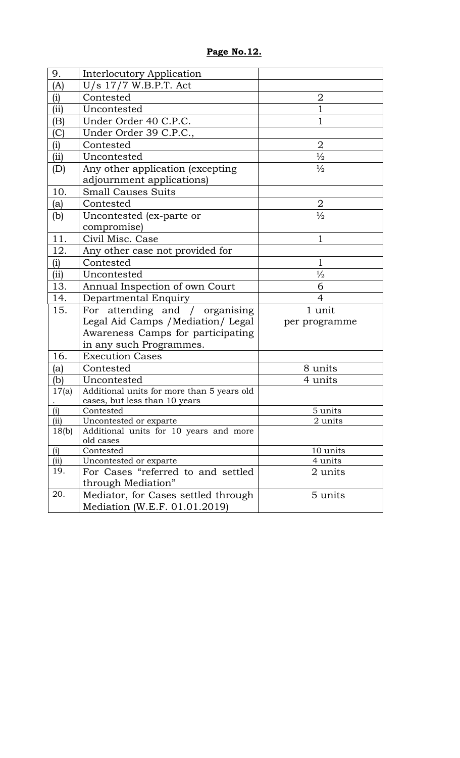**Page No.12.**

| | | |
|---|---|---|
| 9. | Interlocutory Application | |
| (A) | U/s 17/7 W.B.P.T. Act | |
| (i) | Contested | 2 |
| (ii) | Uncontested | 1 |
| (B) | Under Order 40 C.P.C. | 1 |
| (C) | Under Order 39 C.P.C., | |
| (i) | Contested | 2 |
| (ii) | Uncontested | ½ |
| (D) | Any other application (excepting adjournment applications) | ½ |
| 10. | Small Causes Suits | |
| (a) | Contested | 2 |
| (b) | Uncontested (ex-parte or compromise) | ½ |
| 11. | Civil Misc. Case | 1 |
| 12. | Any other case not provided for | |
| (i) | Contested | 1 |
| (ii) | Uncontested | ½ |
| 13. | Annual Inspection of own Court | 6 |
| 14. | Departmental Enquiry | 4 |
| 15. | For attending and / organising Legal Aid Camps /Mediation/ Legal Awareness Camps for participating in any such Programmes. | 1 unit per programme |
| 16. | Execution Cases | |
| (a) | Contested | 8 units |
| (b) | Uncontested | 4 units |
| 17(a). | Additional units for more than 5 years old cases, but less than 10 years | |
| (i) | Contested | 5 units |
| (ii) | Uncontested or exparte | 2 units |
| 18(b) | Additional units for 10 years and more old cases | |
| (i) | Contested | 10 units |
| (ii) | Uncontested or exparte | 4 units |
| 19. | For Cases "referred to and settled through Mediation" | 2 units |
| 20. | Mediator, for Cases settled through Mediation (W.E.F. 01.01.2019) | 5 units |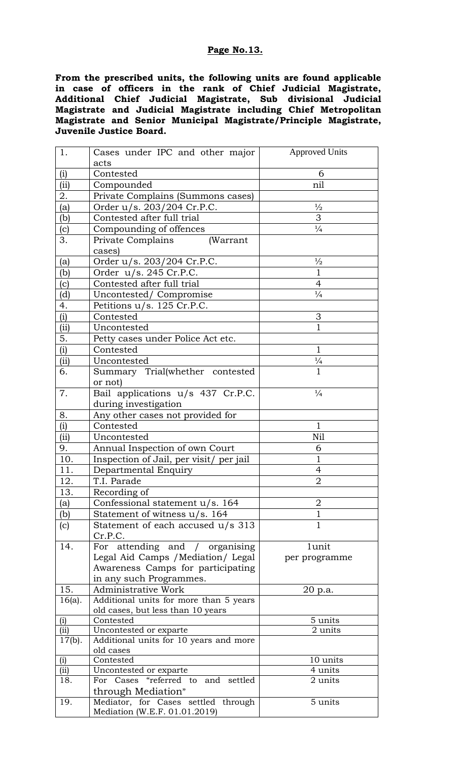**Page No.13.**

**From the prescribed units, the following units are found applicable in case of officers in the rank of Chief Judicial Magistrate, Additional Chief Judicial Magistrate, Sub divisional Judicial Magistrate and Judicial Magistrate including Chief Metropolitan Magistrate and Senior Municipal Magistrate/Principle Magistrate, Juvenile Justice Board.**

| 1. | Cases under IPC and other major acts | Approved Units |
|---|---|---|
| (i) | Contested | 6 |
| (ii) | Compounded | nil |
| 2. | Private Complains (Summons cases) | |
| (a) | Order u/s. 203/204 Cr.P.C. | ½ |
| (b) | Contested after full trial | 3 |
| (c) | Compounding of offences | ¼ |
| 3. | Private Complains (Warrant cases) | |
| (a) | Order u/s. 203/204 Cr.P.C. | ½ |
| (b) | Order u/s. 245 Cr.P.C. | 1 |
| (c) | Contested after full trial | 4 |
| (d) | Uncontested/ Compromise | ¼ |
| 4. | Petitions u/s. 125 Cr.P.C. | |
| (i) | Contested | 3 |
| (ii) | Uncontested | 1 |
| 5. | Petty cases under Police Act etc. | |
| (i) | Contested | 1 |
| (ii) | Uncontested | ¼ |
| 6. | Summary Trial(whether contested or not) | 1 |
| 7. | Bail applications u/s 437 Cr.P.C. during investigation | ¼ |
| 8. | Any other cases not provided for | |
| (i) | Contested | 1 |
| (ii) | Uncontested | Nil |
| 9. | Annual Inspection of own Court | 6 |
| 10. | Inspection of Jail, per visit/ per jail | 1 |
| 11. | Departmental Enquiry | 4 |
| 12. | T.I. Parade | 2 |
| 13. | Recording of | |
| (a) | Confessional statement u/s. 164 | 2 |
| (b) | Statement of witness u/s. 164 | 1 |
| (c) | Statement of each accused u/s 313 Cr.P.C. | 1 |
| 14. | For attending and / organising Legal Aid Camps /Mediation/ Legal Awareness Camps for participating in any such Programmes. | 1unit per programme |
| 15. | Administrative Work | 20 p.a. |
| 16(a). | Additional units for more than 5 years old cases, but less than 10 years | |
| (i) | Contested | 5 units |
| (ii) | Uncontested or exparte | 2 units |
| 17(b). | Additional units for 10 years and more old cases | |
| (i) | Contested | 10 units |
| (ii) | Uncontested or exparte | 4 units |
| 18. | For Cases "referred to and settled through Mediation" | 2 units |
| 19. | Mediator, for Cases settled through Mediation (W.E.F. 01.01.2019) | 5 units |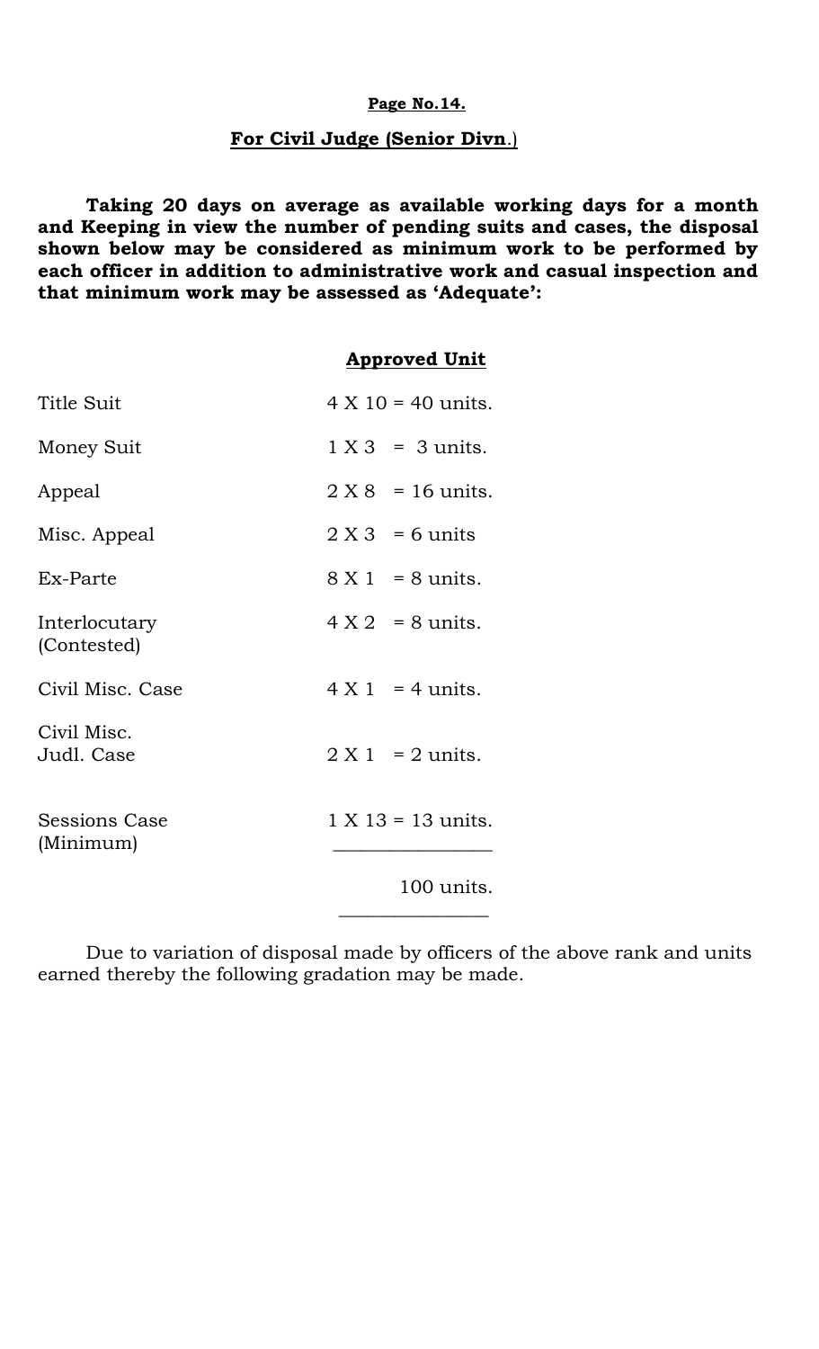**Page No.14.**

**For Civil Judge (Senior Divn.)**

**Taking 20 days on average as available working days for a month and Keeping in view the number of pending suits and cases, the disposal shown below may be considered as minimum work to be performed by each officer in addition to administrative work and casual inspection and that minimum work may be assessed as 'Adequate':**

| | **Approved Unit** |
|---|---|
| Title Suit | 4 X 10 = 40 units. |
| Money Suit | 1 X 3 = 3 units. |
| Appeal | 2 X 8 = 16 units. |
| Misc. Appeal | 2 X 3 = 6 units |
| Ex-Parte | 8 X 1 = 8 units. |
| Interlocutary (Contested) | 4 X 2 = 8 units. |
| Civil Misc. Case | 4 X 1 = 4 units. |
| Civil Misc. Judl. Case | 2 X 1 = 2 units. |
| Sessions Case (Minimum) | 1 X 13 = 13 units. |
| | 100 units. |

Due to variation of disposal made by officers of the above rank and units earned thereby the following gradation may be made.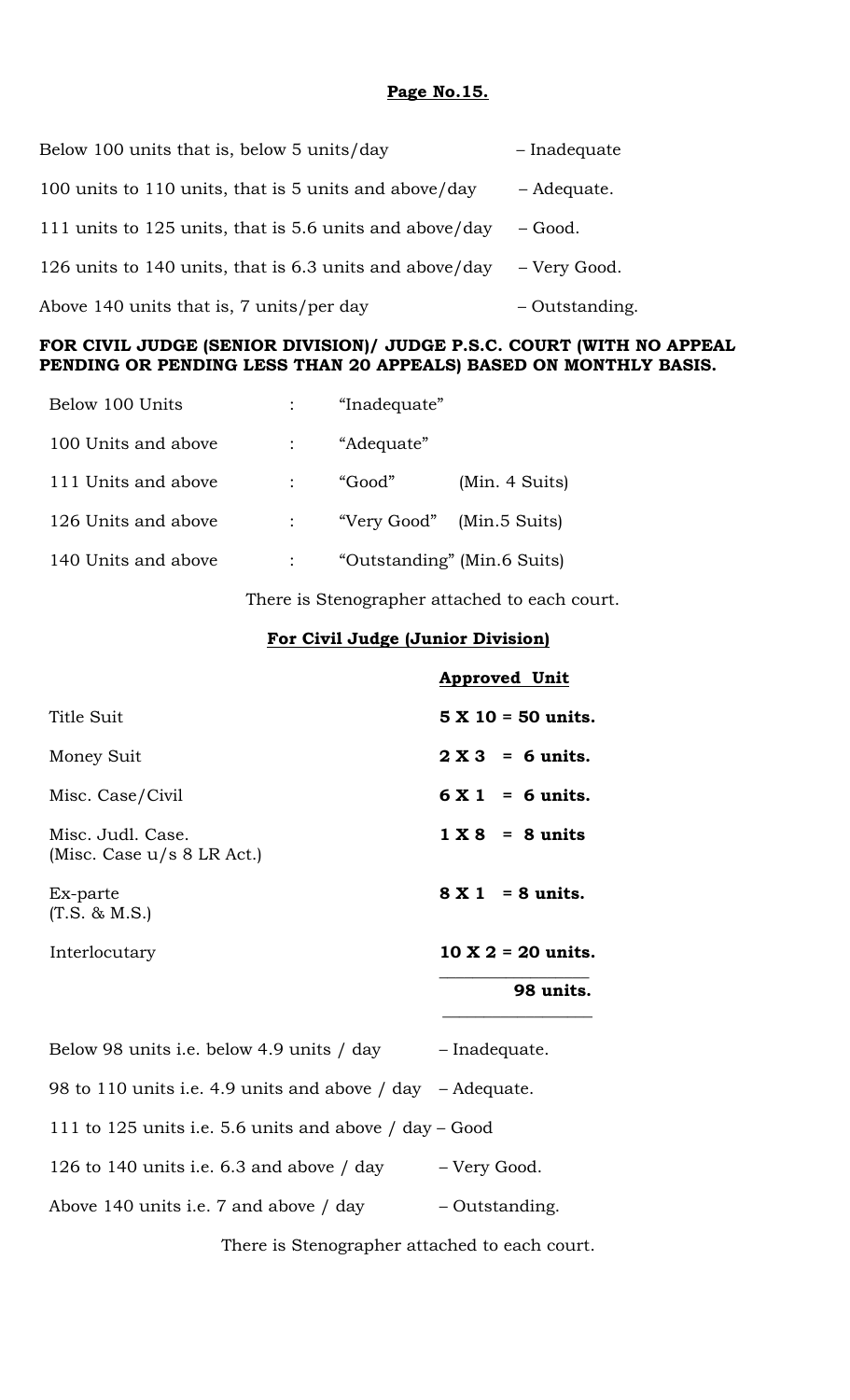**Page No.15.**

| | |
|---|---|
| Below 100 units that is, below 5 units/day | – Inadequate |
| 100 units to 110 units, that is 5 units and above/day | – Adequate. |
| 111 units to 125 units, that is 5.6 units and above/day | – Good. |
| 126 units to 140 units, that is 6.3 units and above/day | – Very Good. |
| Above 140 units that is, 7 units/per day | – Outstanding. |

**FOR CIVIL JUDGE (SENIOR DIVISION)/ JUDGE P.S.C. COURT (WITH NO APPEAL PENDING OR PENDING LESS THAN 20 APPEALS) BASED ON MONTHLY BASIS.**

| | | | |
|---|---|---|---|
| Below 100 Units | : | "Inadequate" | |
| 100 Units and above | : | "Adequate" | |
| 111 Units and above | : | "Good" | (Min. 4 Suits) |
| 126 Units and above | : | "Very Good" | (Min.5 Suits) |
| 140 Units and above | : | "Outstanding" | (Min.6 Suits) |

There is Stenographer attached to each court.

**For Civil Judge (Junior Division)**

| | **Approved Unit** |
|---|---|
| Title Suit | **5 X 10 = 50 units.** |
| Money Suit | **2 X 3 = 6 units.** |
| Misc. Case/Civil | **6 X 1 = 6 units.** |
| Misc. Judl. Case. (Misc. Case u/s 8 LR Act.) | **1 X 8 = 8 units** |
| Ex-parte (T.S. & M.S.) | **8 X 1 = 8 units.** |
| Interlocutary | **10 X 2 = 20 units.** |
| | **98 units.** |

| | |
|---|---|
| Below 98 units i.e. below 4.9 units / day | – Inadequate. |
| 98 to 110 units i.e. 4.9 units and above / day | – Adequate. |
| 111 to 125 units i.e. 5.6 units and above / day | – Good |
| 126 to 140 units i.e. 6.3 and above / day | – Very Good. |
| Above 140 units i.e. 7 and above / day | – Outstanding. |

There is Stenographer attached to each court.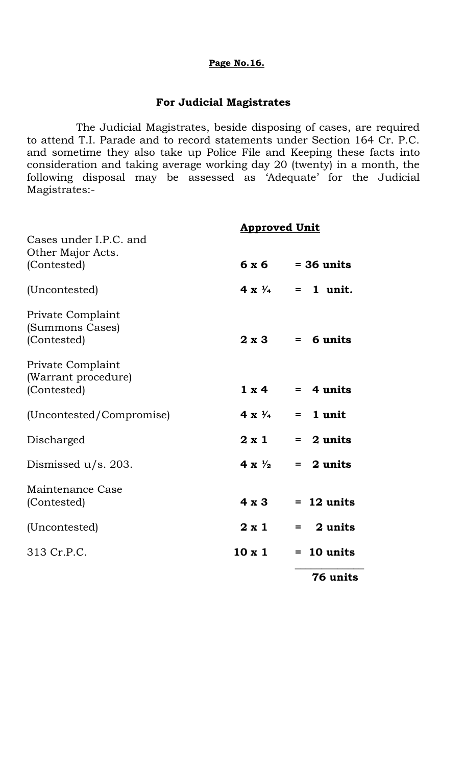**Page No.16.**

## For Judicial Magistrates

The Judicial Magistrates, beside disposing of cases, are required to attend T.I. Parade and to record statements under Section 164 Cr. P.C. and sometime they also take up Police File and Keeping these facts into consideration and taking average working day 20 (twenty) in a month, the following disposal may be assessed as 'Adequate' for the Judicial Magistrates:-

| | **Approved Unit** | |
|---|---|---|
| Cases under I.P.C. and Other Major Acts. (Contested) | **6 x 6** | **= 36 units** |
| (Uncontested) | **4 x ¼** | **= 1 unit.** |
| Private Complaint (Summons Cases) (Contested) | **2 x 3** | **= 6 units** |
| Private Complaint (Warrant procedure) (Contested) | **1 x 4** | **= 4 units** |
| (Uncontested/Compromise) | **4 x ¼** | **= 1 unit** |
| Discharged | **2 x 1** | **= 2 units** |
| Dismissed u/s. 203. | **4 x ½** | **= 2 units** |
| Maintenance Case (Contested) | **4 x 3** | **= 12 units** |
| (Uncontested) | **2 x 1** | **= 2 units** |
| 313 Cr.P.C. | **10 x 1** | **= 10 units** |
| | | **76 units** |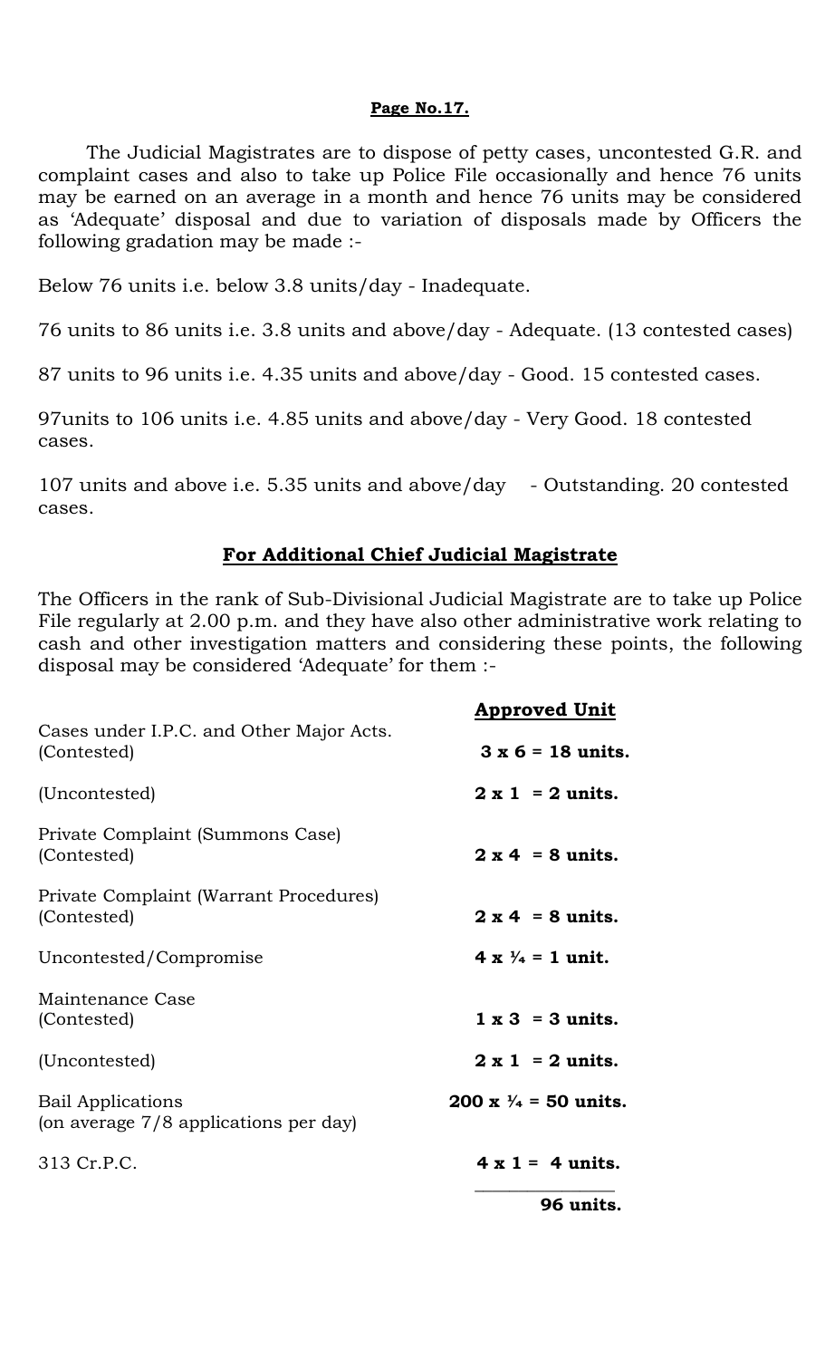**Page No.17.**

The Judicial Magistrates are to dispose of petty cases, uncontested G.R. and complaint cases and also to take up Police File occasionally and hence 76 units may be earned on an average in a month and hence 76 units may be considered as 'Adequate' disposal and due to variation of disposals made by Officers the following gradation may be made :-

Below 76 units i.e. below 3.8 units/day - Inadequate.

76 units to 86 units i.e. 3.8 units and above/day - Adequate. (13 contested cases)

87 units to 96 units i.e. 4.35 units and above/day - Good. 15 contested cases.

97units to 106 units i.e. 4.85 units and above/day - Very Good. 18 contested cases.

107 units and above i.e. 5.35 units and above/day - Outstanding. 20 contested cases.

## For Additional Chief Judicial Magistrate

The Officers in the rank of Sub-Divisional Judicial Magistrate are to take up Police File regularly at 2.00 p.m. and they have also other administrative work relating to cash and other investigation matters and considering these points, the following disposal may be considered 'Adequate' for them :-

| | Approved Unit |
|---|---|
| Cases under I.P.C. and Other Major Acts. (Contested) | **3 x 6 = 18 units.** |
| (Uncontested) | **2 x 1 = 2 units.** |
| Private Complaint (Summons Case) (Contested) | **2 x 4 = 8 units.** |
| Private Complaint (Warrant Procedures) (Contested) | **2 x 4 = 8 units.** |
| Uncontested/Compromise | **4 x ¼ = 1 unit.** |
| Maintenance Case (Contested) | **1 x 3 = 3 units.** |
| (Uncontested) | **2 x 1 = 2 units.** |
| Bail Applications (on average 7/8 applications per day) | **200 x ¼ = 50 units.** |
| 313 Cr.P.C. | **4 x 1 = 4 units.** |
| | **96 units.** |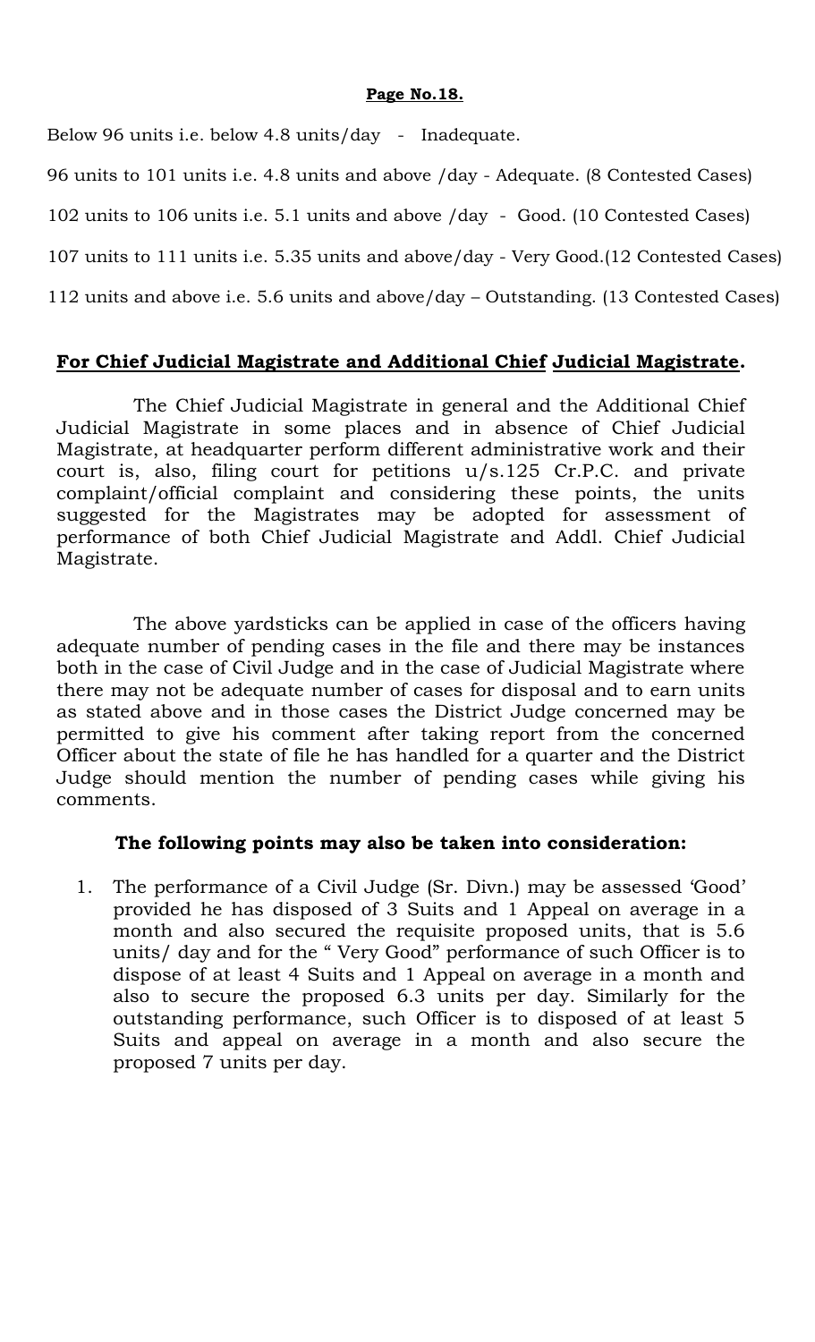Below 96 units i.e. below 4.8 units/day - Inadequate.

96 units to 101 units i.e. 4.8 units and above /day - Adequate. (8 Contested Cases)

102 units to 106 units i.e. 5.1 units and above /day - Good. (10 Contested Cases)

107 units to 111 units i.e. 5.35 units and above/day - Very Good.(12 Contested Cases)

112 units and above i.e. 5.6 units and above/day – Outstanding. (13 Contested Cases)

## **For Chief Judicial Magistrate and Additional Chief Judicial Magistrate.**

The Chief Judicial Magistrate in general and the Additional Chief Judicial Magistrate in some places and in absence of Chief Judicial Magistrate, at headquarter perform different administrative work and their court is, also, filing court for petitions u/s.125 Cr.P.C. and private complaint/official complaint and considering these points, the units suggested for the Magistrates may be adopted for assessment of performance of both Chief Judicial Magistrate and Addl. Chief Judicial Magistrate.

The above yardsticks can be applied in case of the officers having adequate number of pending cases in the file and there may be instances both in the case of Civil Judge and in the case of Judicial Magistrate where there may not be adequate number of cases for disposal and to earn units as stated above and in those cases the District Judge concerned may be permitted to give his comment after taking report from the concerned Officer about the state of file he has handled for a quarter and the District Judge should mention the number of pending cases while giving his comments.

### **The following points may also be taken into consideration:**

1. The performance of a Civil Judge (Sr. Divn.) may be assessed 'Good' provided he has disposed of 3 Suits and 1 Appeal on average in a month and also secured the requisite proposed units, that is 5.6 units/ day and for the " Very Good" performance of such Officer is to dispose of at least 4 Suits and 1 Appeal on average in a month and also to secure the proposed 6.3 units per day. Similarly for the outstanding performance, such Officer is to disposed of at least 5 Suits and appeal on average in a month and also secure the proposed 7 units per day.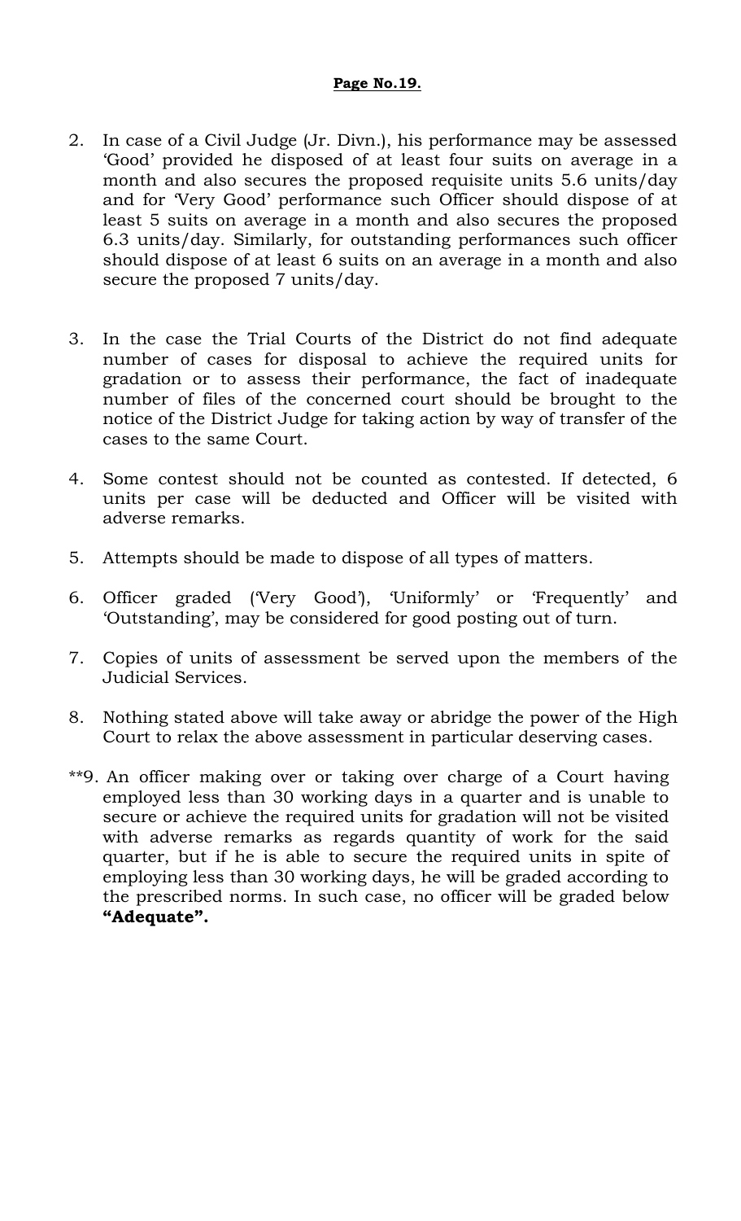2. In case of a Civil Judge (Jr. Divn.), his performance may be assessed 'Good' provided he disposed of at least four suits on average in a month and also secures the proposed requisite units 5.6 units/day and for 'Very Good' performance such Officer should dispose of at least 5 suits on average in a month and also secures the proposed 6.3 units/day. Similarly, for outstanding performances such officer should dispose of at least 6 suits on an average in a month and also secure the proposed 7 units/day.

3. In the case the Trial Courts of the District do not find adequate number of cases for disposal to achieve the required units for gradation or to assess their performance, the fact of inadequate number of files of the concerned court should be brought to the notice of the District Judge for taking action by way of transfer of the cases to the same Court.

4. Some contest should not be counted as contested. If detected, 6 units per case will be deducted and Officer will be visited with adverse remarks.

5. Attempts should be made to dispose of all types of matters.

6. Officer graded ('Very Good'), 'Uniformly' or 'Frequently' and 'Outstanding', may be considered for good posting out of turn.

7. Copies of units of assessment be served upon the members of the Judicial Services.

8. Nothing stated above will take away or abridge the power of the High Court to relax the above assessment in particular deserving cases.

**9. An officer making over or taking over charge of a Court having employed less than 30 working days in a quarter and is unable to secure or achieve the required units for gradation will not be visited with adverse remarks as regards quantity of work for the said quarter, but if he is able to secure the required units in spite of employing less than 30 working days, he will be graded according to the prescribed norms. In such case, no officer will be graded below **"Adequate".**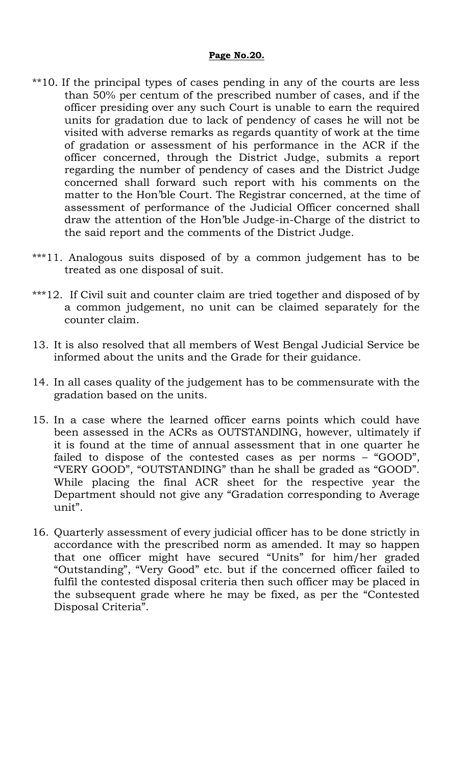**Page No.20.**

**10. If the principal types of cases pending in any of the courts are less than 50% per centum of the prescribed number of cases, and if the officer presiding over any such Court is unable to earn the required units for gradation due to lack of pendency of cases he will not be visited with adverse remarks as regards quantity of work at the time of gradation or assessment of his performance in the ACR if the officer concerned, through the District Judge, submits a report regarding the number of pendency of cases and the District Judge concerned shall forward such report with his comments on the matter to the Hon'ble Court. The Registrar concerned, at the time of assessment of performance of the Judicial Officer concerned shall draw the attention of the Hon'ble Judge-in-Charge of the district to the said report and the comments of the District Judge.

***11. Analogous suits disposed of by a common judgement has to be treated as one disposal of suit.

***12. If Civil suit and counter claim are tried together and disposed of by a common judgement, no unit can be claimed separately for the counter claim.

13. It is also resolved that all members of West Bengal Judicial Service be informed about the units and the Grade for their guidance.

14. In all cases quality of the judgement has to be commensurate with the gradation based on the units.

15. In a case where the learned officer earns points which could have been assessed in the ACRs as OUTSTANDING, however, ultimately if it is found at the time of annual assessment that in one quarter he failed to dispose of the contested cases as per norms – "GOOD", "VERY GOOD", "OUTSTANDING" than he shall be graded as "GOOD". While placing the final ACR sheet for the respective year the Department should not give any "Gradation corresponding to Average unit".

16. Quarterly assessment of every judicial officer has to be done strictly in accordance with the prescribed norm as amended. It may so happen that one officer might have secured "Units" for him/her graded "Outstanding", "Very Good" etc. but if the concerned officer failed to fulfil the contested disposal criteria then such officer may be placed in the subsequent grade where he may be fixed, as per the "Contested Disposal Criteria".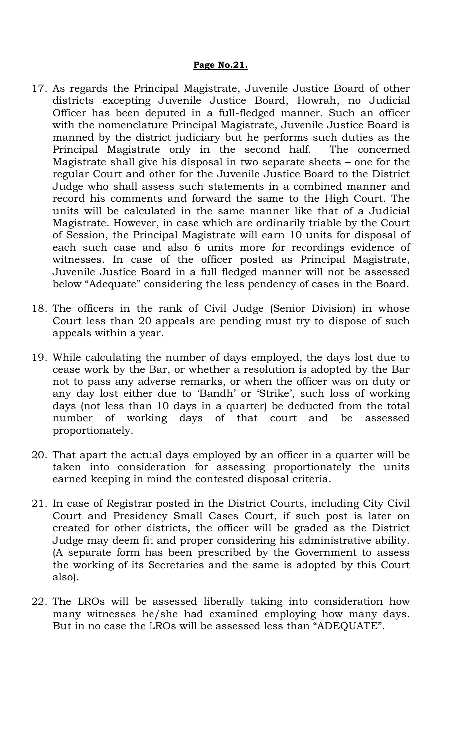17. As regards the Principal Magistrate, Juvenile Justice Board of other districts excepting Juvenile Justice Board, Howrah, no Judicial Officer has been deputed in a full-fledged manner. Such an officer with the nomenclature Principal Magistrate, Juvenile Justice Board is manned by the district judiciary but he performs such duties as the Principal Magistrate only in the second half. The concerned Magistrate shall give his disposal in two separate sheets – one for the regular Court and other for the Juvenile Justice Board to the District Judge who shall assess such statements in a combined manner and record his comments and forward the same to the High Court. The units will be calculated in the same manner like that of a Judicial Magistrate. However, in case which are ordinarily triable by the Court of Session, the Principal Magistrate will earn 10 units for disposal of each such case and also 6 units more for recordings evidence of witnesses. In case of the officer posted as Principal Magistrate, Juvenile Justice Board in a full fledged manner will not be assessed below "Adequate" considering the less pendency of cases in the Board.

18. The officers in the rank of Civil Judge (Senior Division) in whose Court less than 20 appeals are pending must try to dispose of such appeals within a year.

19. While calculating the number of days employed, the days lost due to cease work by the Bar, or whether a resolution is adopted by the Bar not to pass any adverse remarks, or when the officer was on duty or any day lost either due to 'Bandh' or 'Strike', such loss of working days (not less than 10 days in a quarter) be deducted from the total number of working days of that court and be assessed proportionately.

20. That apart the actual days employed by an officer in a quarter will be taken into consideration for assessing proportionately the units earned keeping in mind the contested disposal criteria.

21. In case of Registrar posted in the District Courts, including City Civil Court and Presidency Small Cases Court, if such post is later on created for other districts, the officer will be graded as the District Judge may deem fit and proper considering his administrative ability. (A separate form has been prescribed by the Government to assess the working of its Secretaries and the same is adopted by this Court also).

22. The LROs will be assessed liberally taking into consideration how many witnesses he/she had examined employing how many days. But in no case the LROs will be assessed less than "ADEQUATE".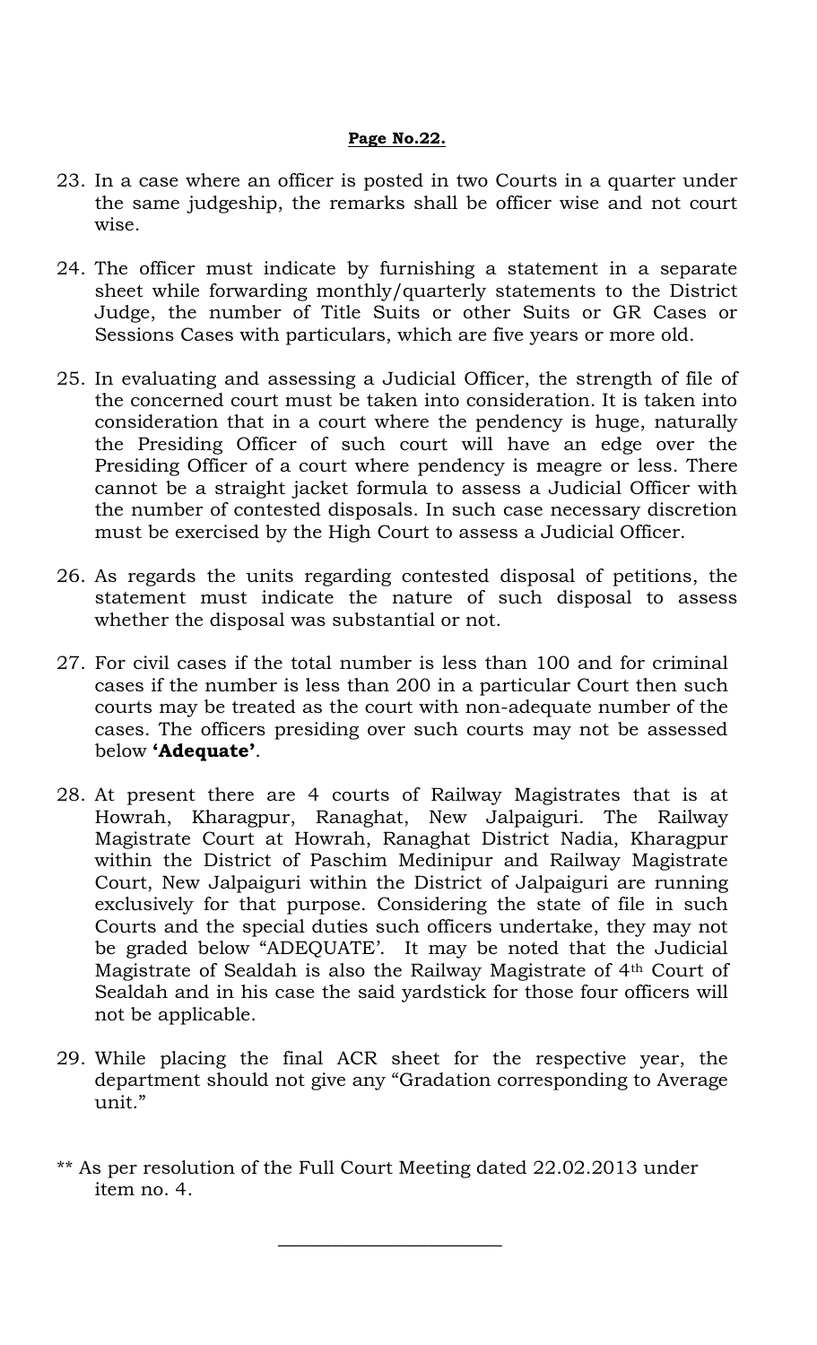**Page No.22.**

23. In a case where an officer is posted in two Courts in a quarter under the same judgeship, the remarks shall be officer wise and not court wise.

24. The officer must indicate by furnishing a statement in a separate sheet while forwarding monthly/quarterly statements to the District Judge, the number of Title Suits or other Suits or GR Cases or Sessions Cases with particulars, which are five years or more old.

25. In evaluating and assessing a Judicial Officer, the strength of file of the concerned court must be taken into consideration. It is taken into consideration that in a court where the pendency is huge, naturally the Presiding Officer of such court will have an edge over the Presiding Officer of a court where pendency is meagre or less. There cannot be a straight jacket formula to assess a Judicial Officer with the number of contested disposals. In such case necessary discretion must be exercised by the High Court to assess a Judicial Officer.

26. As regards the units regarding contested disposal of petitions, the statement must indicate the nature of such disposal to assess whether the disposal was substantial or not.

27. For civil cases if the total number is less than 100 and for criminal cases if the number is less than 200 in a particular Court then such courts may be treated as the court with non-adequate number of the cases. The officers presiding over such courts may not be assessed below **'Adequate'**.

28. At present there are 4 courts of Railway Magistrates that is at Howrah, Kharagpur, Ranaghat, New Jalpaiguri. The Railway Magistrate Court at Howrah, Ranaghat District Nadia, Kharagpur within the District of Paschim Medinipur and Railway Magistrate Court, New Jalpaiguri within the District of Jalpaiguri are running exclusively for that purpose. Considering the state of file in such Courts and the special duties such officers undertake, they may not be graded below "ADEQUATE'. It may be noted that the Judicial Magistrate of Sealdah is also the Railway Magistrate of 4th Court of Sealdah and in his case the said yardstick for those four officers will not be applicable.

29. While placing the final ACR sheet for the respective year, the department should not give any "Gradation corresponding to Average unit."

** As per resolution of the Full Court Meeting dated 22.02.2013 under item no. 4.